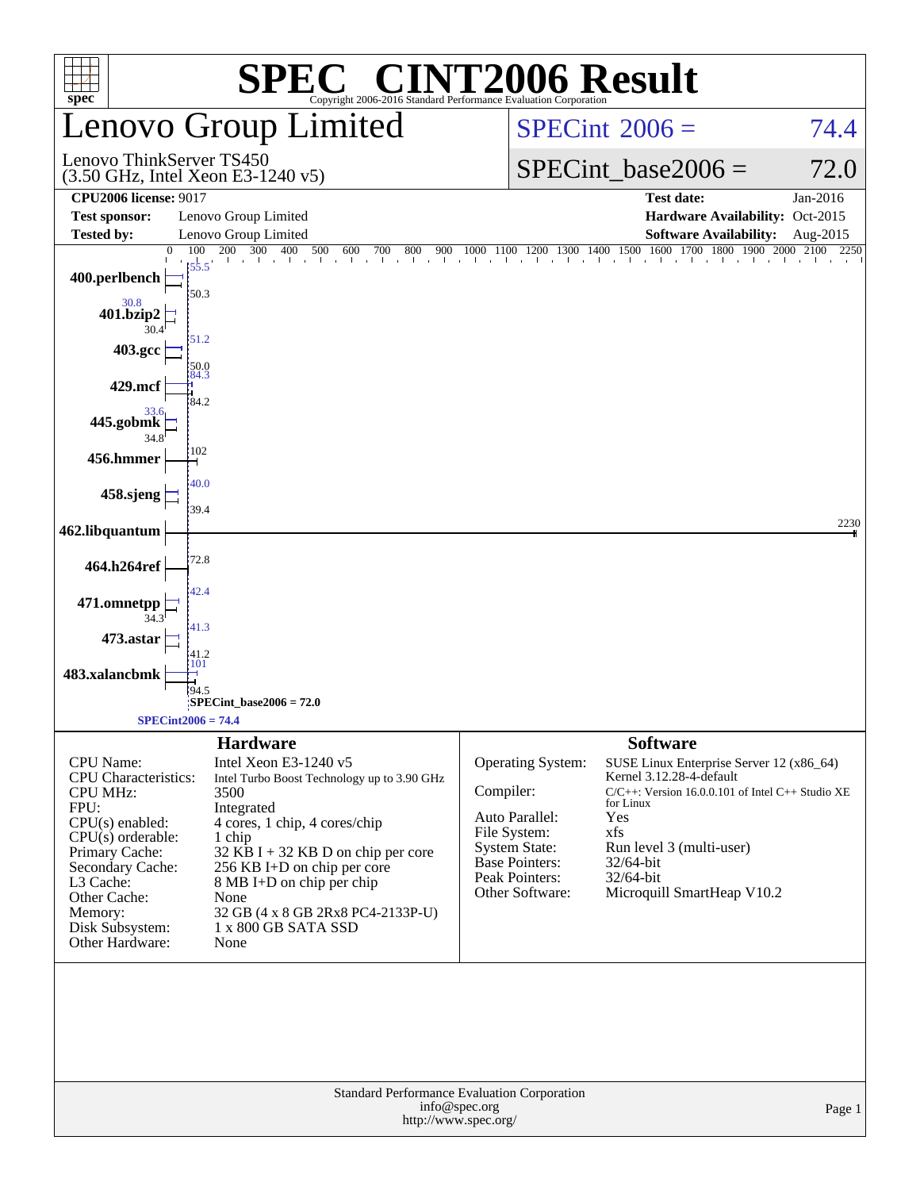# SPEC CINT2006 Result

Copyright 2006-2016 Standard Performance Evaluation Corporation

## Lenovo Group Limited

Lenovo ThinkServer TS450
(3.50 GHz, Intel Xeon E3-1240 v5)

**SPECint 2006 = 74.4**

**SPECint_base2006 = 72.0**

| | | | |
|---|---|---|---|
| **CPU2006 license:** 9017 | | **Test date:** | Jan-2016 |
| **Test sponsor:** | Lenovo Group Limited | **Hardware Availability:** | Oct-2015 |
| **Tested by:** | Lenovo Group Limited | **Software Availability:** | Aug-2015 |

| Benchmark | Peak | Base |
|---|---|---|
| 400.perlbench | 55.5 | 50.3 |
| 401.bzip2 | 30.8 | 30.4 |
| 403.gcc | 51.2 | 50.0 |
| 429.mcf | 84.3 | 84.2 |
| 445.gobmk | 33.6 | 34.8 |
| 456.hmmer | | 102 |
| 458.sjeng | 40.0 | 39.4 |
| 462.libquantum | | 2230 |
| 464.h264ref | | 72.8 |
| 471.omnetpp | 42.4 | 34.3 |
| 473.astar | 41.3 | 41.2 |
| 483.xalancbmk | 101 | 94.5 |

SPECint_base2006 = 72.0

SPECint2006 = 74.4

## Hardware

| | |
|---|---|
| CPU Name: | Intel Xeon E3-1240 v5 |
| CPU Characteristics: | Intel Turbo Boost Technology up to 3.90 GHz |
| CPU MHz: | 3500 |
| FPU: | Integrated |
| CPU(s) enabled: | 4 cores, 1 chip, 4 cores/chip |
| CPU(s) orderable: | 1 chip |
| Primary Cache: | 32 KB I + 32 KB D on chip per core |
| Secondary Cache: | 256 KB I+D on chip per core |
| L3 Cache: | 8 MB I+D on chip per chip |
| Other Cache: | None |
| Memory: | 32 GB (4 x 8 GB 2Rx8 PC4-2133P-U) |
| Disk Subsystem: | 1 x 800 GB SATA SSD |
| Other Hardware: | None |

## Software

| | |
|---|---|
| Operating System: | SUSE Linux Enterprise Server 12 (x86_64) Kernel 3.12.28-4-default |
| Compiler: | C/C++: Version 16.0.0.101 of Intel C++ Studio XE for Linux |
| Auto Parallel: | Yes |
| File System: | xfs |
| System State: | Run level 3 (multi-user) |
| Base Pointers: | 32/64-bit |
| Peak Pointers: | 32/64-bit |
| Other Software: | Microquill SmartHeap V10.2 |

Standard Performance Evaluation Corporation
info@spec.org
http://www.spec.org/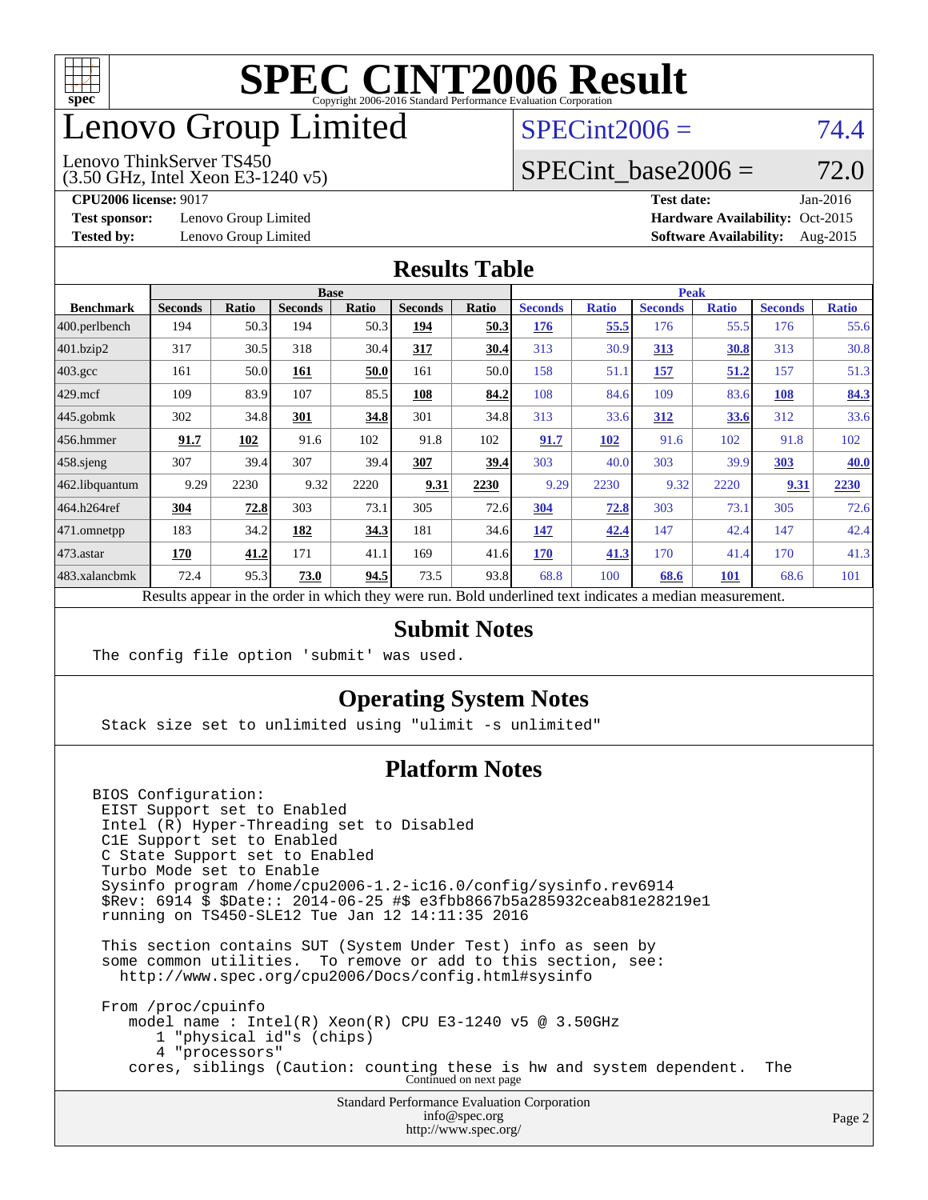# SPEC CINT2006 Result

Copyright 2006-2016 Standard Performance Evaluation Corporation

## Lenovo Group Limited

Lenovo ThinkServer TS450
(3.50 GHz, Intel Xeon E3-1240 v5)

SPECint2006 = 74.4

SPECint_base2006 = 72.0

**CPU2006 license:** 9017
**Test sponsor:** Lenovo Group Limited
**Tested by:** Lenovo Group Limited
**Test date:** Jan-2016
**Hardware Availability:** Oct-2015
**Software Availability:** Aug-2015

## Results Table

| Benchmark | Base | | | | | | Peak | | | | | |
|---|---|---|---|---|---|---|---|---|---|---|---|---|
| | Seconds | Ratio | Seconds | Ratio | Seconds | Ratio | Seconds | Ratio | Seconds | Ratio | Seconds | Ratio |
| 400.perlbench | 194 | 50.3 | 194 | 50.3 | **194** | **50.3** | **176** | **55.5** | 176 | 55.5 | 176 | 55.6 |
| 401.bzip2 | 317 | 30.5 | 318 | 30.4 | **317** | **30.4** | 313 | 30.9 | **313** | **30.8** | 313 | 30.8 |
| 403.gcc | 161 | 50.0 | **161** | **50.0** | 161 | 50.0 | 158 | 51.1 | **157** | **51.2** | 157 | 51.3 |
| 429.mcf | 109 | 83.9 | 107 | 85.5 | **108** | **84.2** | 108 | 84.6 | 109 | 83.6 | **108** | **84.3** |
| 445.gobmk | 302 | 34.8 | **301** | **34.8** | 301 | 34.8 | 313 | 33.6 | **312** | **33.6** | 312 | 33.6 |
| 456.hmmer | **91.7** | **102** | 91.6 | 102 | 91.8 | 102 | **91.7** | **102** | 91.6 | 102 | 91.8 | 102 |
| 458.sjeng | 307 | 39.4 | 307 | 39.4 | **307** | **39.4** | 303 | 40.0 | 303 | 39.9 | **303** | **40.0** |
| 462.libquantum | 9.29 | 2230 | 9.32 | 2220 | **9.31** | **2230** | 9.29 | 2230 | 9.32 | 2220 | **9.31** | **2230** |
| 464.h264ref | **304** | **72.8** | 303 | 73.1 | 305 | 72.6 | **304** | **72.8** | 303 | 73.1 | 305 | 72.6 |
| 471.omnetpp | 183 | 34.2 | **182** | **34.3** | 181 | 34.6 | **147** | **42.4** | 147 | 42.4 | 147 | 42.4 |
| 473.astar | **170** | **41.2** | 171 | 41.1 | 169 | 41.6 | **170** | **41.3** | 170 | 41.4 | 170 | 41.3 |
| 483.xalancbmk | 72.4 | 95.3 | **73.0** | **94.5** | 73.5 | 93.8 | 68.8 | 100 | **68.6** | **101** | 68.6 | 101 |

Results appear in the order in which they were run. Bold underlined text indicates a median measurement.

## Submit Notes

```
The config file option 'submit' was used.
```

## Operating System Notes

```
Stack size set to unlimited using "ulimit -s unlimited"
```

## Platform Notes

```
BIOS Configuration:
 EIST Support set to Enabled
 Intel (R) Hyper-Threading set to Disabled
 C1E Support set to Enabled
 C State Support set to Enabled
 Turbo Mode set to Enable
 Sysinfo program /home/cpu2006-1.2-ic16.0/config/sysinfo.rev6914
 $Rev: 6914 $ $Date:: 2014-06-25 #$ e3fbb8667b5a285932ceab81e28219e1
 running on TS450-SLE12 Tue Jan 12 14:11:35 2016

 This section contains SUT (System Under Test) info as seen by
 some common utilities.  To remove or add to this section, see:
   http://www.spec.org/cpu2006/Docs/config.html#sysinfo

 From /proc/cpuinfo
    model name : Intel(R) Xeon(R) CPU E3-1240 v5 @ 3.50GHz
       1 "physical id"s (chips)
       4 "processors"
    cores, siblings (Caution: counting these is hw and system dependent.  The
```

Continued on next page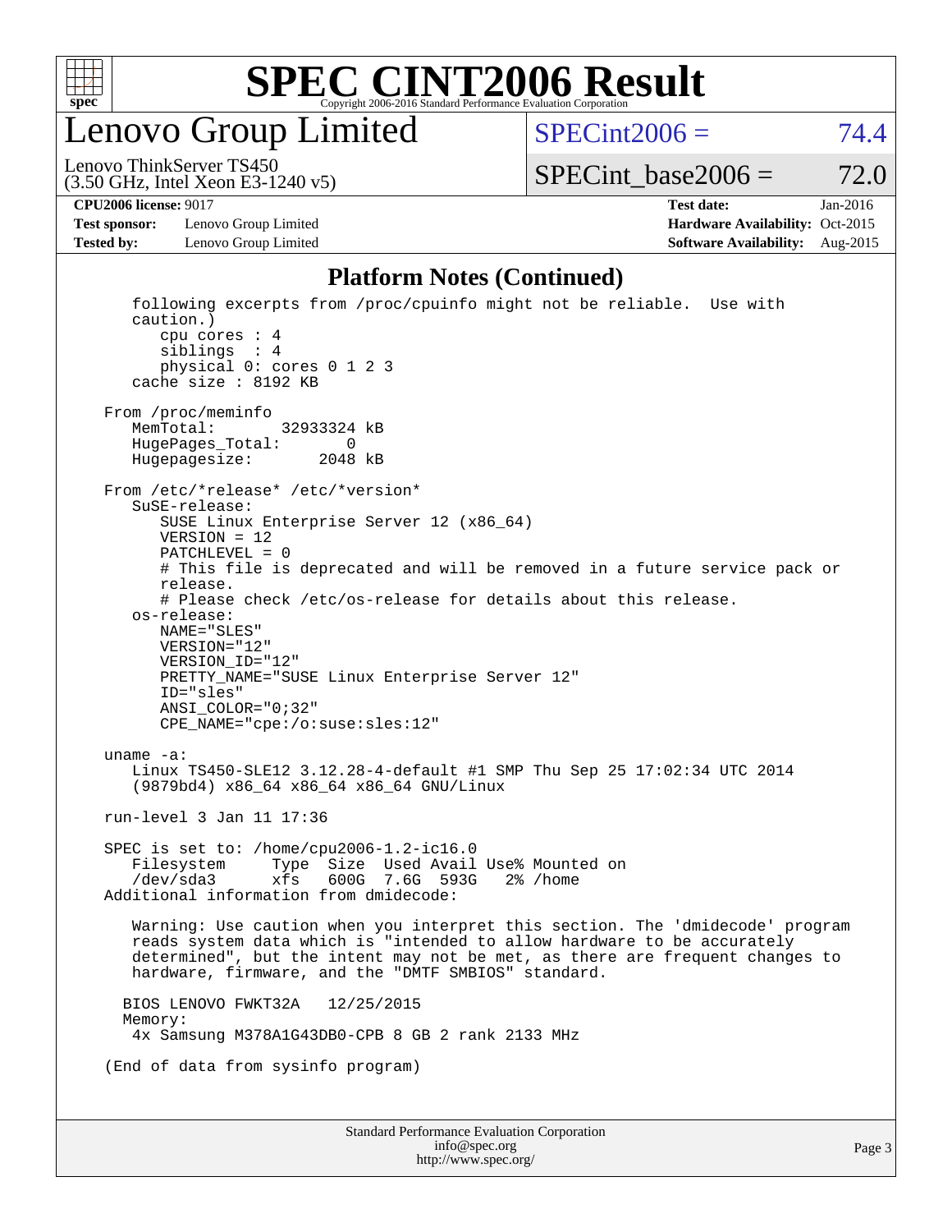# Lenovo Group Limited

Lenovo ThinkServer TS450
(3.50 GHz, Intel Xeon E3-1240 v5)

SPECint2006 = 74.4

SPECint_base2006 = 72.0

**CPU2006 license:** 9017
**Test sponsor:** Lenovo Group Limited
**Tested by:** Lenovo Group Limited

**Test date:** Jan-2016
**Hardware Availability:** Oct-2015
**Software Availability:** Aug-2015

## Platform Notes (Continued)

```
      following excerpts from /proc/cpuinfo might not be reliable.  Use with
      caution.)
         cpu cores : 4
         siblings  : 4
         physical 0: cores 0 1 2 3
      cache size : 8192 KB

   From /proc/meminfo
      MemTotal:       32933324 kB
      HugePages_Total:       0
      Hugepagesize:       2048 kB

   From /etc/*release* /etc/*version*
      SuSE-release:
         SUSE Linux Enterprise Server 12 (x86_64)
         VERSION = 12
         PATCHLEVEL = 0
         # This file is deprecated and will be removed in a future service pack or
         release.
         # Please check /etc/os-release for details about this release.
      os-release:
         NAME="SLES"
         VERSION="12"
         VERSION_ID="12"
         PRETTY_NAME="SUSE Linux Enterprise Server 12"
         ID="sles"
         ANSI_COLOR="0;32"
         CPE_NAME="cpe:/o:suse:sles:12"

   uname -a:
      Linux TS450-SLE12 3.12.28-4-default #1 SMP Thu Sep 25 17:02:34 UTC 2014
      (9879bd4) x86_64 x86_64 x86_64 GNU/Linux

   run-level 3 Jan 11 17:36

   SPEC is set to: /home/cpu2006-1.2-ic16.0
      Filesystem     Type  Size  Used Avail Use% Mounted on
      /dev/sda3      xfs   600G  7.6G  593G   2% /home
   Additional information from dmidecode:

      Warning: Use caution when you interpret this section. The 'dmidecode' program
      reads system data which is "intended to allow hardware to be accurately
      determined", but the intent may not be met, as there are frequent changes to
      hardware, firmware, and the "DMTF SMBIOS" standard.

     BIOS LENOVO FWKT32A    12/25/2015
     Memory:
      4x Samsung M378A1G43DB0-CPB 8 GB 2 rank 2133 MHz

   (End of data from sysinfo program)
```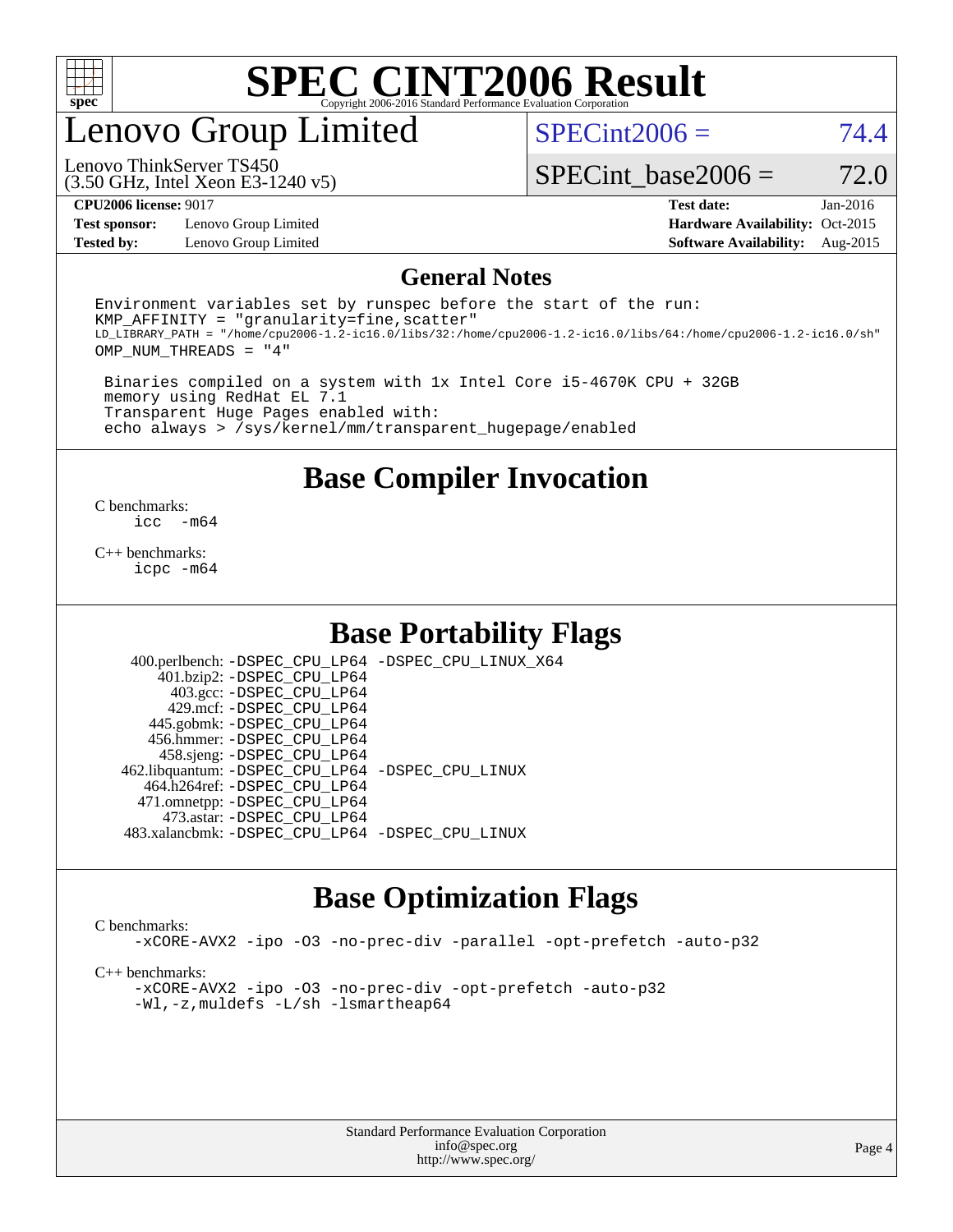# SPEC CINT2006 Result

## Lenovo Group Limited

Lenovo ThinkServer TS450
(3.50 GHz, Intel Xeon E3-1240 v5)

SPECint2006 = 74.4

SPECint_base2006 = 72.0

**CPU2006 license:** 9017
**Test sponsor:** Lenovo Group Limited
**Tested by:** Lenovo Group Limited

**Test date:** Jan-2016
**Hardware Availability:** Oct-2015
**Software Availability:** Aug-2015

### General Notes

```
Environment variables set by runspec before the start of the run:
KMP_AFFINITY = "granularity=fine,scatter"
LD_LIBRARY_PATH = "/home/cpu2006-1.2-ic16.0/libs/32:/home/cpu2006-1.2-ic16.0/libs/64:/home/cpu2006-1.2-ic16.0/sh"
OMP_NUM_THREADS = "4"

 Binaries compiled on a system with 1x Intel Core i5-4670K CPU + 32GB
 memory using RedHat EL 7.1
 Transparent Huge Pages enabled with:
 echo always > /sys/kernel/mm/transparent_hugepage/enabled
```

## Base Compiler Invocation

C benchmarks:
```
icc  -m64
```

C++ benchmarks:
```
icpc -m64
```

## Base Portability Flags

| | |
|---|---|
| 400.perlbench: | -DSPEC_CPU_LP64 -DSPEC_CPU_LINUX_X64 |
| 401.bzip2: | -DSPEC_CPU_LP64 |
| 403.gcc: | -DSPEC_CPU_LP64 |
| 429.mcf: | -DSPEC_CPU_LP64 |
| 445.gobmk: | -DSPEC_CPU_LP64 |
| 456.hmmer: | -DSPEC_CPU_LP64 |
| 458.sjeng: | -DSPEC_CPU_LP64 |
| 462.libquantum: | -DSPEC_CPU_LP64 -DSPEC_CPU_LINUX |
| 464.h264ref: | -DSPEC_CPU_LP64 |
| 471.omnetpp: | -DSPEC_CPU_LP64 |
| 473.astar: | -DSPEC_CPU_LP64 |
| 483.xalancbmk: | -DSPEC_CPU_LP64 -DSPEC_CPU_LINUX |

## Base Optimization Flags

C benchmarks:
```
-xCORE-AVX2 -ipo -O3 -no-prec-div -parallel -opt-prefetch -auto-p32
```

C++ benchmarks:
```
-xCORE-AVX2 -ipo -O3 -no-prec-div -opt-prefetch -auto-p32
-Wl,-z,muldefs -L/sh -lsmartheap64
```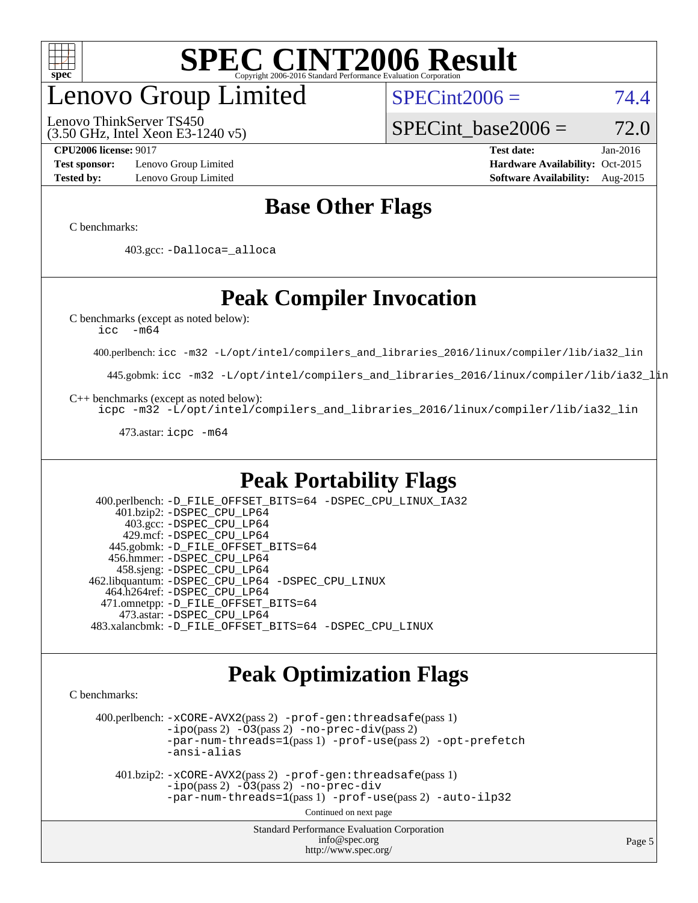# SPEC CINT2006 Result

Copyright 2006-2016 Standard Performance Evaluation Corporation

## Lenovo Group Limited

Lenovo ThinkServer TS450
(3.50 GHz, Intel Xeon E3-1240 v5)

SPECint2006 = 74.4

SPECint_base2006 = 72.0

**CPU2006 license:** 9017
**Test sponsor:** Lenovo Group Limited
**Tested by:** Lenovo Group Limited

**Test date:** Jan-2016
**Hardware Availability:** Oct-2015
**Software Availability:** Aug-2015

## Base Other Flags

C benchmarks:

403.gcc: `-Dalloca=_alloca`

## Peak Compiler Invocation

C benchmarks (except as noted below):
`icc -m64`

400.perlbench: `icc -m32 -L/opt/intel/compilers_and_libraries_2016/linux/compiler/lib/ia32_lin`

445.gobmk: `icc -m32 -L/opt/intel/compilers_and_libraries_2016/linux/compiler/lib/ia32_lin`

C++ benchmarks (except as noted below):
`icpc -m32 -L/opt/intel/compilers_and_libraries_2016/linux/compiler/lib/ia32_lin`

473.astar: `icpc -m64`

## Peak Portability Flags

400.perlbench: `-D_FILE_OFFSET_BITS=64 -DSPEC_CPU_LINUX_IA32`
401.bzip2: `-DSPEC_CPU_LP64`
403.gcc: `-DSPEC_CPU_LP64`
429.mcf: `-DSPEC_CPU_LP64`
445.gobmk: `-D_FILE_OFFSET_BITS=64`
456.hmmer: `-DSPEC_CPU_LP64`
458.sjeng: `-DSPEC_CPU_LP64`
462.libquantum: `-DSPEC_CPU_LP64 -DSPEC_CPU_LINUX`
464.h264ref: `-DSPEC_CPU_LP64`
471.omnetpp: `-D_FILE_OFFSET_BITS=64`
473.astar: `-DSPEC_CPU_LP64`
483.xalancbmk: `-D_FILE_OFFSET_BITS=64 -DSPEC_CPU_LINUX`

## Peak Optimization Flags

C benchmarks:

400.perlbench: `-xCORE-AVX2`(pass 2) `-prof-gen:threadsafe`(pass 1) `-ipo`(pass 2) `-O3`(pass 2) `-no-prec-div`(pass 2) `-par-num-threads=1`(pass 1) `-prof-use`(pass 2) `-opt-prefetch` `-ansi-alias`

401.bzip2: `-xCORE-AVX2`(pass 2) `-prof-gen:threadsafe`(pass 1) `-ipo`(pass 2) `-O3`(pass 2) `-no-prec-div` `-par-num-threads=1`(pass 1) `-prof-use`(pass 2) `-auto-ilp32`

Continued on next page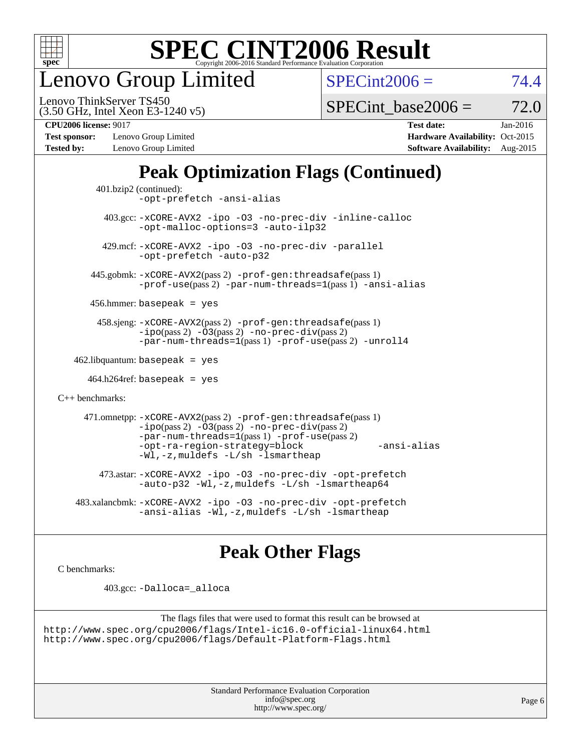# SPEC CINT2006 Result

Copyright 2006-2016 Standard Performance Evaluation Corporation

## Lenovo Group Limited

Lenovo ThinkServer TS450
(3.50 GHz, Intel Xeon E3-1240 v5)

SPECint2006 = 74.4

SPECint_base2006 = 72.0

| | | | |
|---|---|---|---|
| **CPU2006 license:** 9017 | | **Test date:** | Jan-2016 |
| **Test sponsor:** | Lenovo Group Limited | **Hardware Availability:** | Oct-2015 |
| **Tested by:** | Lenovo Group Limited | **Software Availability:** | Aug-2015 |

## Peak Optimization Flags (Continued)

401.bzip2 (continued):
`-opt-prefetch -ansi-alias`

403.gcc: `-xCORE-AVX2 -ipo -O3 -no-prec-div -inline-calloc -opt-malloc-options=3 -auto-ilp32`

429.mcf: `-xCORE-AVX2 -ipo -O3 -no-prec-div -parallel -opt-prefetch -auto-p32`

445.gobmk: `-xCORE-AVX2`(pass 2) `-prof-gen:threadsafe`(pass 1) `-prof-use`(pass 2) `-par-num-threads=1`(pass 1) `-ansi-alias`

456.hmmer: `basepeak = yes`

458.sjeng: `-xCORE-AVX2`(pass 2) `-prof-gen:threadsafe`(pass 1) `-ipo`(pass 2) `-O3`(pass 2) `-no-prec-div`(pass 2) `-par-num-threads=1`(pass 1) `-prof-use`(pass 2) `-unroll4`

462.libquantum: `basepeak = yes`

464.h264ref: `basepeak = yes`

C++ benchmarks:

471.omnetpp: `-xCORE-AVX2`(pass 2) `-prof-gen:threadsafe`(pass 1) `-ipo`(pass 2) `-O3`(pass 2) `-no-prec-div`(pass 2) `-par-num-threads=1`(pass 1) `-prof-use`(pass 2) `-opt-ra-region-strategy=block -ansi-alias -Wl,-z,muldefs -L/sh -lsmartheap`

473.astar: `-xCORE-AVX2 -ipo -O3 -no-prec-div -opt-prefetch -auto-p32 -Wl,-z,muldefs -L/sh -lsmartheap64`

483.xalancbmk: `-xCORE-AVX2 -ipo -O3 -no-prec-div -opt-prefetch -ansi-alias -Wl,-z,muldefs -L/sh -lsmartheap`

## Peak Other Flags

C benchmarks:

403.gcc: `-Dalloca=_alloca`

The flags files that were used to format this result can be browsed at
http://www.spec.org/cpu2006/flags/Intel-ic16.0-official-linux64.html
http://www.spec.org/cpu2006/flags/Default-Platform-Flags.html

Standard Performance Evaluation Corporation
info@spec.org
http://www.spec.org/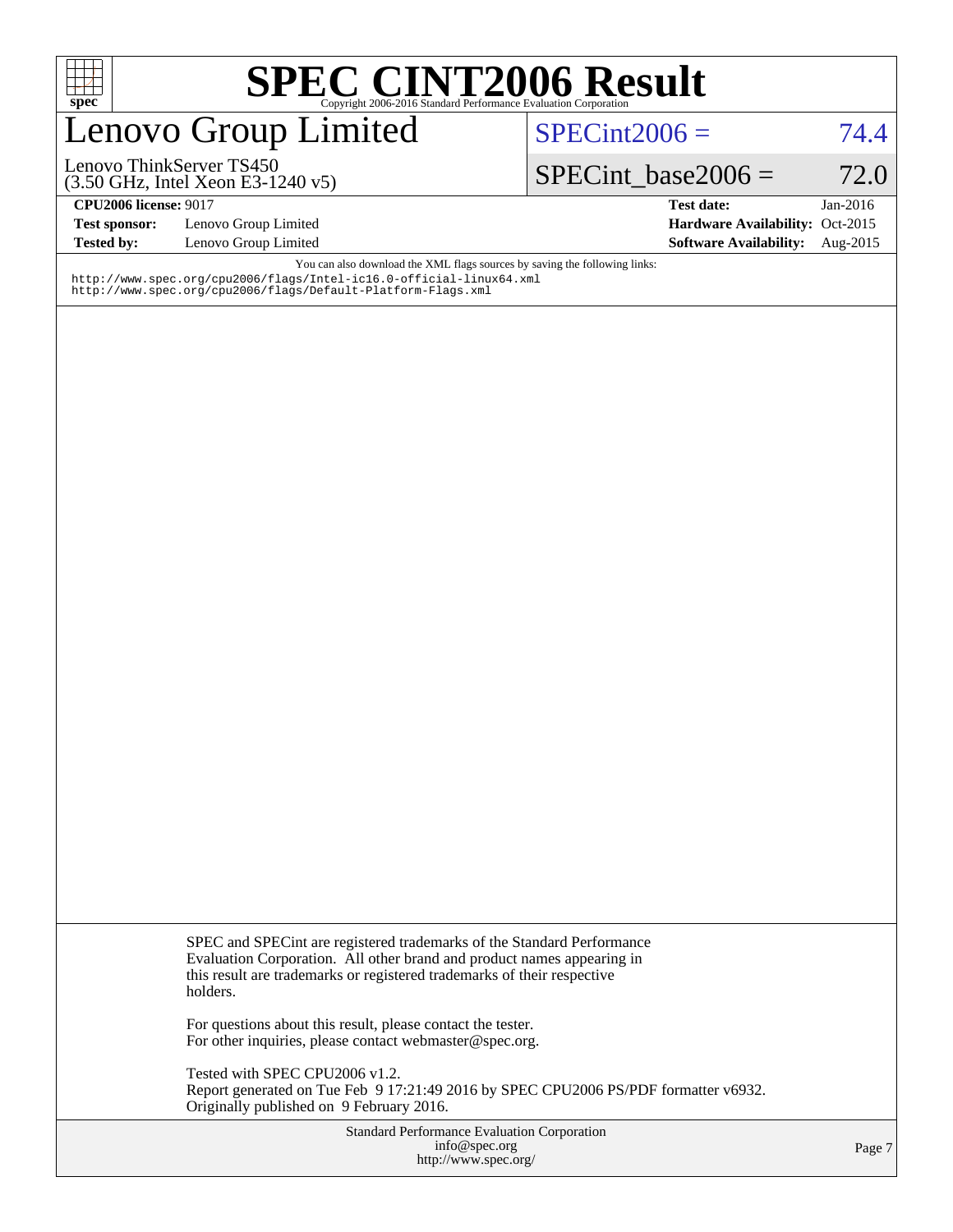# SPEC CINT2006 Result

Copyright 2006-2016 Standard Performance Evaluation Corporation

## Lenovo Group Limited

Lenovo ThinkServer TS450
(3.50 GHz, Intel Xeon E3-1240 v5)

SPECint2006 = 74.4

SPECint_base2006 = 72.0

**CPU2006 license:** 9017
**Test sponsor:** Lenovo Group Limited
**Tested by:** Lenovo Group Limited

**Test date:** Jan-2016
**Hardware Availability:** Oct-2015
**Software Availability:** Aug-2015

You can also download the XML flags sources by saving the following links:

```
http://www.spec.org/cpu2006/flags/Intel-ic16.0-official-linux64.xml
http://www.spec.org/cpu2006/flags/Default-Platform-Flags.xml
```

SPEC and SPECint are registered trademarks of the Standard Performance Evaluation Corporation. All other brand and product names appearing in this result are trademarks or registered trademarks of their respective holders.

For questions about this result, please contact the tester.
For other inquiries, please contact webmaster@spec.org.

Tested with SPEC CPU2006 v1.2.
Report generated on Tue Feb 9 17:21:49 2016 by SPEC CPU2006 PS/PDF formatter v6932.
Originally published on 9 February 2016.

Standard Performance Evaluation Corporation
info@spec.org
http://www.spec.org/